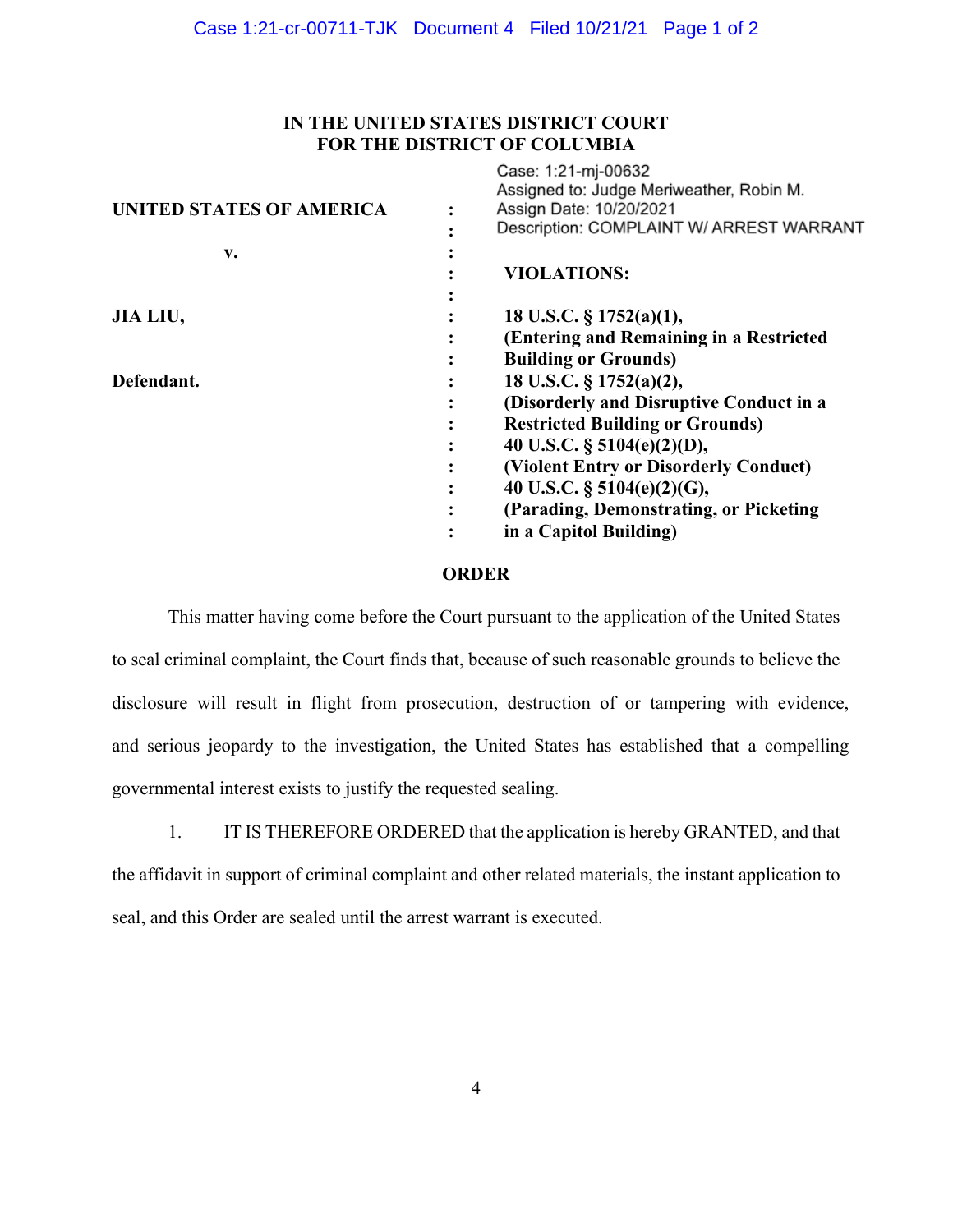# IN THE UNITED STATES DISTRICT COURT
# FOR THE DISTRICT OF COLUMBIA

Case: 1:21-mj-00632
Assigned to: Judge Meriweather, Robin M.
Assign Date: 10/20/2021
Description: COMPLAINT W/ ARREST WARRANT

| | | |
|---|---|---|
| **UNITED STATES OF AMERICA** | : | |
| | : | |
| **v.** | : | |
| | : | **VIOLATIONS:** |
| | : | |
| **JIA LIU,** | : | **18 U.S.C. § 1752(a)(1),** |
| | : | **(Entering and Remaining in a Restricted** |
| | : | **Building or Grounds)** |
| **Defendant.** | : | **18 U.S.C. § 1752(a)(2),** |
| | : | **(Disorderly and Disruptive Conduct in a** |
| | : | **Restricted Building or Grounds)** |
| | : | **40 U.S.C. § 5104(e)(2)(D),** |
| | : | **(Violent Entry or Disorderly Conduct)** |
| | : | **40 U.S.C. § 5104(e)(2)(G),** |
| | : | **(Parading, Demonstrating, or Picketing** |
| | : | **in a Capitol Building)** |

## ORDER

This matter having come before the Court pursuant to the application of the United States to seal criminal complaint, the Court finds that, because of such reasonable grounds to believe the disclosure will result in flight from prosecution, destruction of or tampering with evidence, and serious jeopardy to the investigation, the United States has established that a compelling governmental interest exists to justify the requested sealing.

1. IT IS THEREFORE ORDERED that the application is hereby GRANTED, and that the affidavit in support of criminal complaint and other related materials, the instant application to seal, and this Order are sealed until the arrest warrant is executed.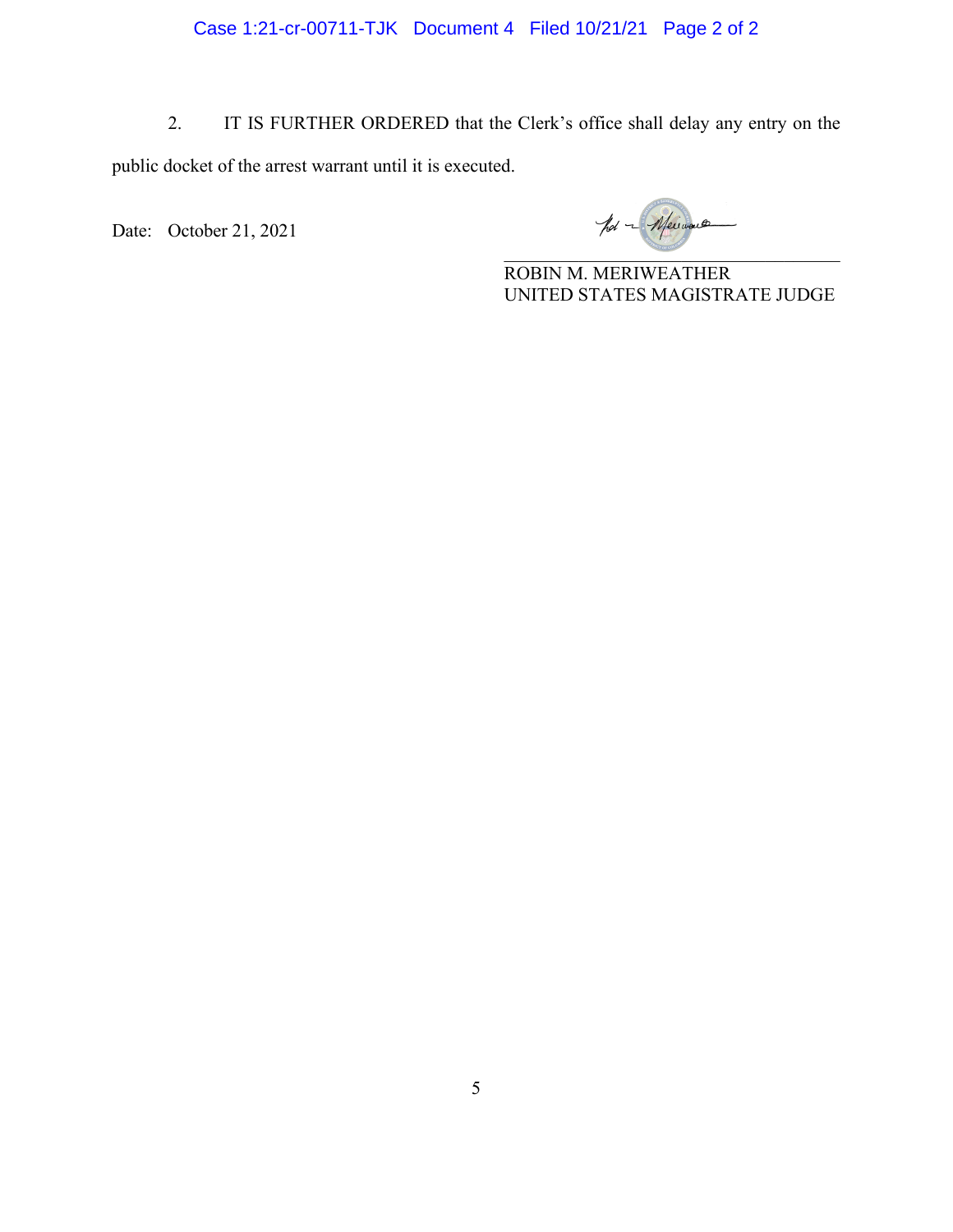2. IT IS FURTHER ORDERED that the Clerk's office shall delay any entry on the public docket of the arrest warrant until it is executed.

Date: October 21, 2021

ROBIN M. MERIWEATHER
UNITED STATES MAGISTRATE JUDGE